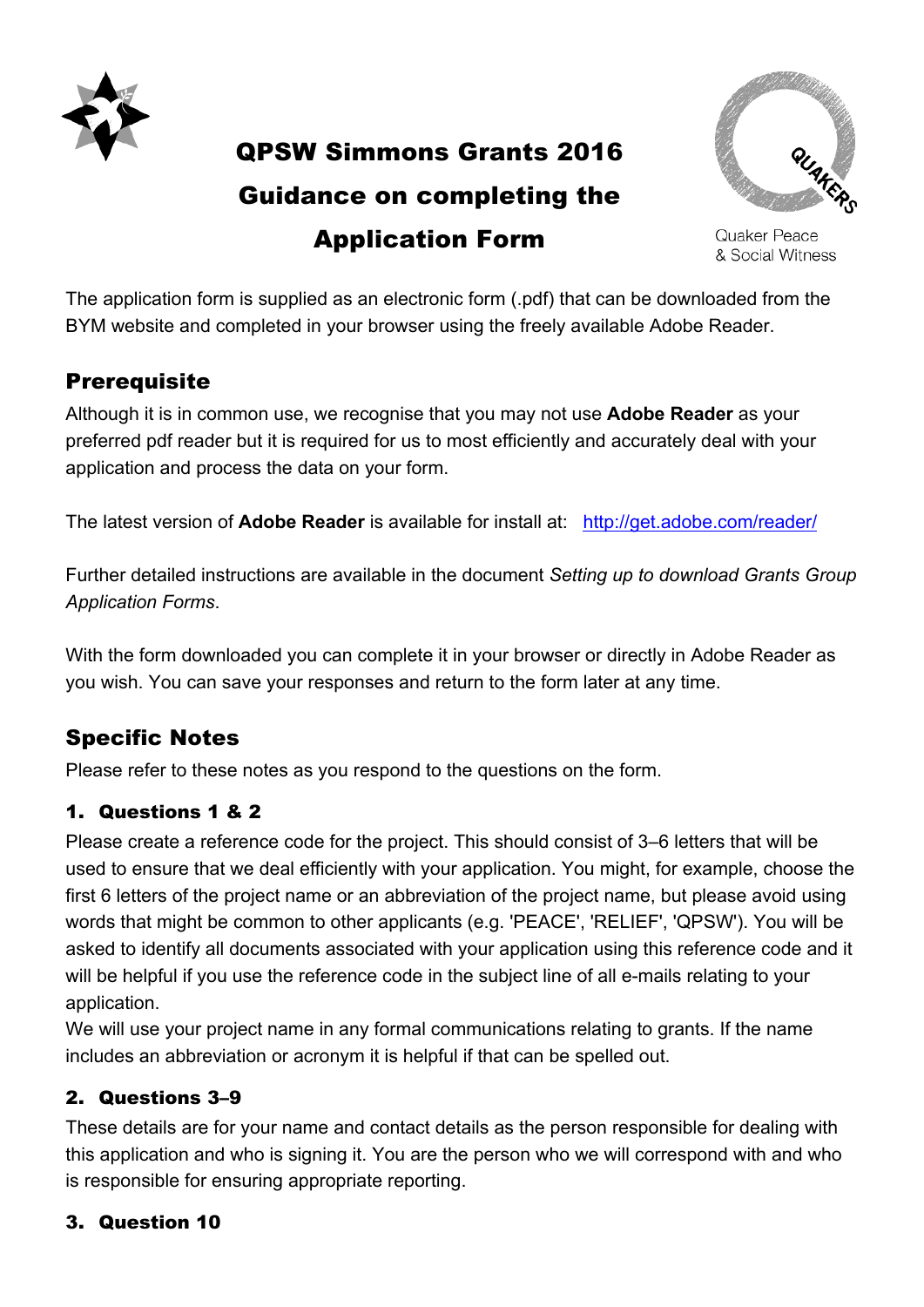# QPSW Simmons Grants 2016

# Guidance on completing the Application Form

Quaker Peace & Social Witness

The application form is supplied as an electronic form (.pdf) that can be downloaded from the BYM website and completed in your browser using the freely available Adobe Reader.

## Prerequisite

Although it is in common use, we recognise that you may not use **Adobe Reader** as your preferred pdf reader but it is required for us to most efficiently and accurately deal with your application and process the data on your form.

The latest version of **Adobe Reader** is available for install at: http://get.adobe.com/reader/

Further detailed instructions are available in the document *Setting up to download Grants Group Application Forms*.

With the form downloaded you can complete it in your browser or directly in Adobe Reader as you wish. You can save your responses and return to the form later at any time.

## Specific Notes

Please refer to these notes as you respond to the questions on the form.

### 1. Questions 1 & 2

Please create a reference code for the project. This should consist of 3–6 letters that will be used to ensure that we deal efficiently with your application. You might, for example, choose the first 6 letters of the project name or an abbreviation of the project name, but please avoid using words that might be common to other applicants (e.g. 'PEACE', 'RELIEF', 'QPSW'). You will be asked to identify all documents associated with your application using this reference code and it will be helpful if you use the reference code in the subject line of all e-mails relating to your application.
We will use your project name in any formal communications relating to grants. If the name includes an abbreviation or acronym it is helpful if that can be spelled out.

### 2. Questions 3–9

These details are for your name and contact details as the person responsible for dealing with this application and who is signing it. You are the person who we will correspond with and who is responsible for ensuring appropriate reporting.

### 3. Question 10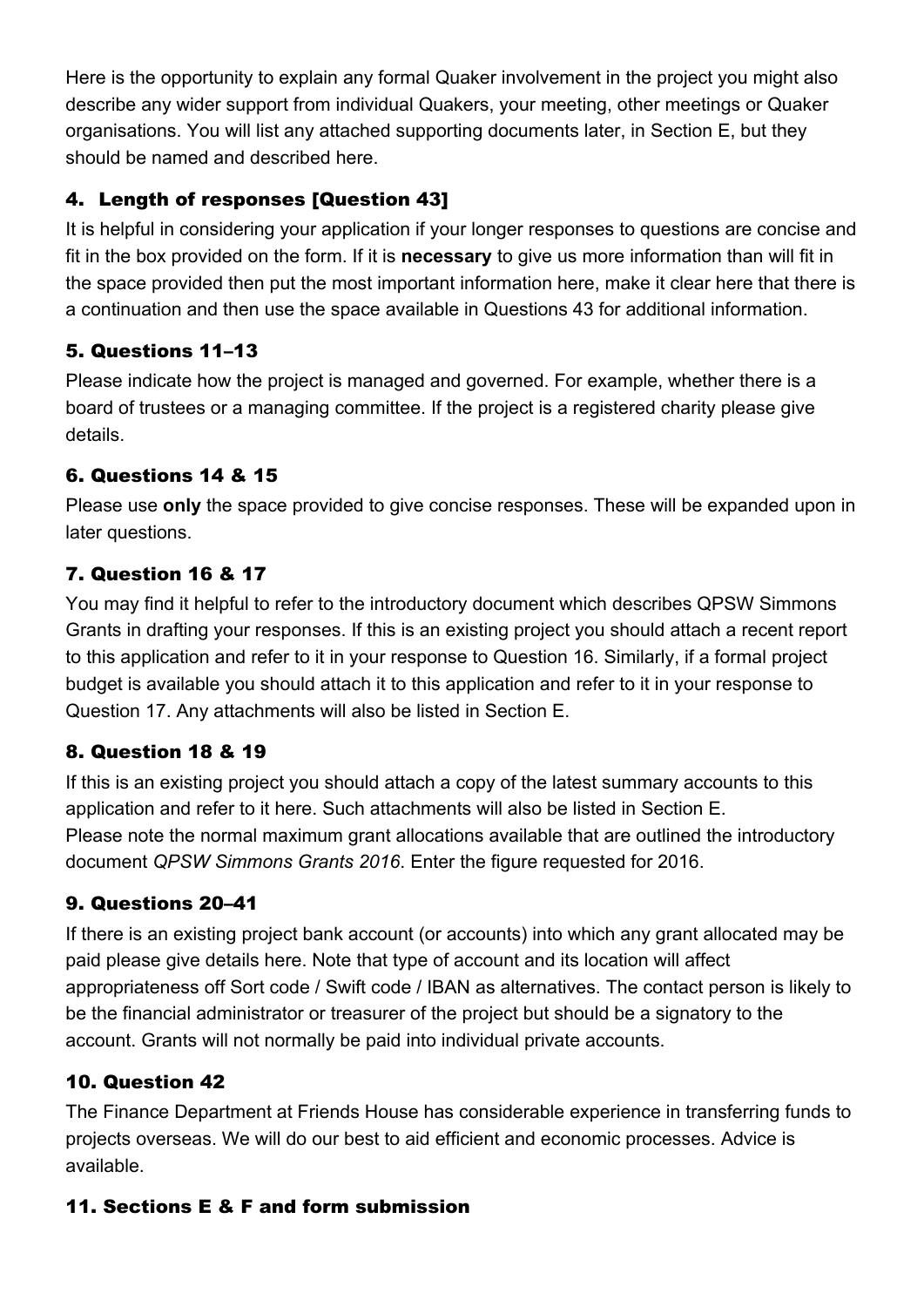Here is the opportunity to explain any formal Quaker involvement in the project you might also describe any wider support from individual Quakers, your meeting, other meetings or Quaker organisations. You will list any attached supporting documents later, in Section E, but they should be named and described here.

### 4. Length of responses [Question 43]

It is helpful in considering your application if your longer responses to questions are concise and fit in the box provided on the form. If it is **necessary** to give us more information than will fit in the space provided then put the most important information here, make it clear here that there is a continuation and then use the space available in Questions 43 for additional information.

### 5. Questions 11–13

Please indicate how the project is managed and governed. For example, whether there is a board of trustees or a managing committee. If the project is a registered charity please give details.

### 6. Questions 14 & 15

Please use **only** the space provided to give concise responses. These will be expanded upon in later questions.

### 7. Question 16 & 17

You may find it helpful to refer to the introductory document which describes QPSW Simmons Grants in drafting your responses. If this is an existing project you should attach a recent report to this application and refer to it in your response to Question 16. Similarly, if a formal project budget is available you should attach it to this application and refer to it in your response to Question 17. Any attachments will also be listed in Section E.

### 8. Question 18 & 19

If this is an existing project you should attach a copy of the latest summary accounts to this application and refer to it here. Such attachments will also be listed in Section E.
Please note the normal maximum grant allocations available that are outlined the introductory document *QPSW Simmons Grants 2016*. Enter the figure requested for 2016.

### 9. Questions 20–41

If there is an existing project bank account (or accounts) into which any grant allocated may be paid please give details here. Note that type of account and its location will affect appropriateness off Sort code / Swift code / IBAN as alternatives. The contact person is likely to be the financial administrator or treasurer of the project but should be a signatory to the account. Grants will not normally be paid into individual private accounts.

### 10. Question 42

The Finance Department at Friends House has considerable experience in transferring funds to projects overseas. We will do our best to aid efficient and economic processes. Advice is available.

### 11. Sections E & F and form submission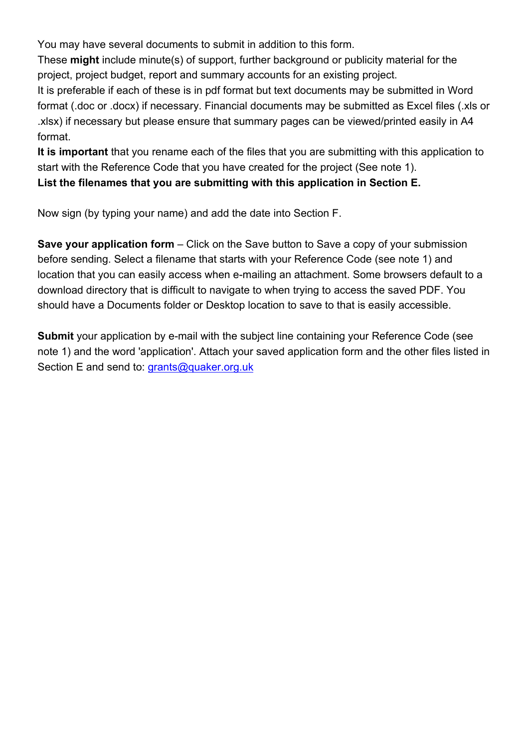You may have several documents to submit in addition to this form.
These **might** include minute(s) of support, further background or publicity material for the project, project budget, report and summary accounts for an existing project.
It is preferable if each of these is in pdf format but text documents may be submitted in Word format (.doc or .docx) if necessary. Financial documents may be submitted as Excel files (.xls or .xlsx) if necessary but please ensure that summary pages can be viewed/printed easily in A4 format.
**It is important** that you rename each of the files that you are submitting with this application to start with the Reference Code that you have created for the project (See note 1).
**List the filenames that you are submitting with this application in Section E.**

Now sign (by typing your name) and add the date into Section F.

**Save your application form** – Click on the Save button to Save a copy of your submission before sending. Select a filename that starts with your Reference Code (see note 1) and location that you can easily access when e-mailing an attachment. Some browsers default to a download directory that is difficult to navigate to when trying to access the saved PDF. You should have a Documents folder or Desktop location to save to that is easily accessible.

**Submit** your application by e-mail with the subject line containing your Reference Code (see note 1) and the word 'application'. Attach your saved application form and the other files listed in Section E and send to: [grants@quaker.org.uk](mailto:grants@quaker.org.uk)